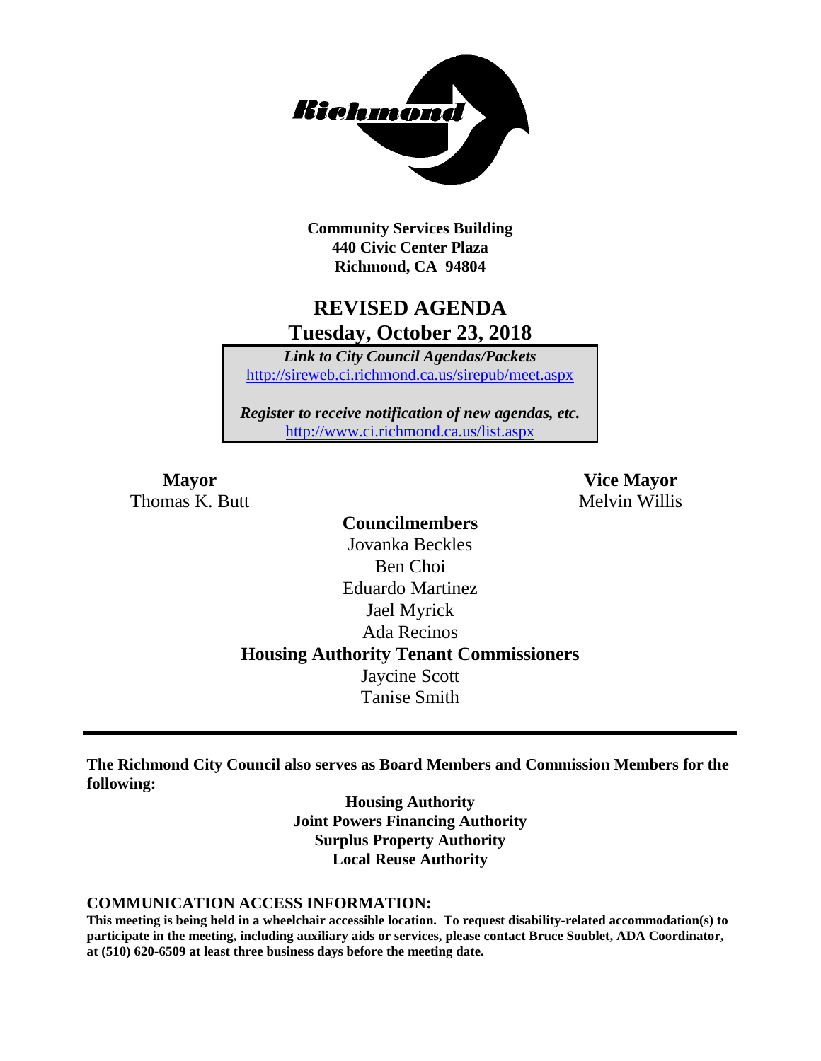**Community Services Building**
**440 Civic Center Plaza**
**Richmond, CA 94804**

# REVISED AGENDA
## Tuesday, October 23, 2018

*Link to City Council Agendas/Packets*
http://sireweb.ci.richmond.ca.us/sirepub/meet.aspx

*Register to receive notification of new agendas, etc.*
http://www.ci.richmond.ca.us/list.aspx

**Mayor**
Thomas K. Butt

**Vice Mayor**
Melvin Willis

**Councilmembers**
Jovanka Beckles
Ben Choi
Eduardo Martinez
Jael Myrick
Ada Recinos

**Housing Authority Tenant Commissioners**
Jaycine Scott
Tanise Smith

---

**The Richmond City Council also serves as Board Members and Commission Members for the following:**

**Housing Authority**
**Joint Powers Financing Authority**
**Surplus Property Authority**
**Local Reuse Authority**

**COMMUNICATION ACCESS INFORMATION:**
**This meeting is being held in a wheelchair accessible location. To request disability-related accommodation(s) to participate in the meeting, including auxiliary aids or services, please contact Bruce Soublet, ADA Coordinator, at (510) 620-6509 at least three business days before the meeting date.**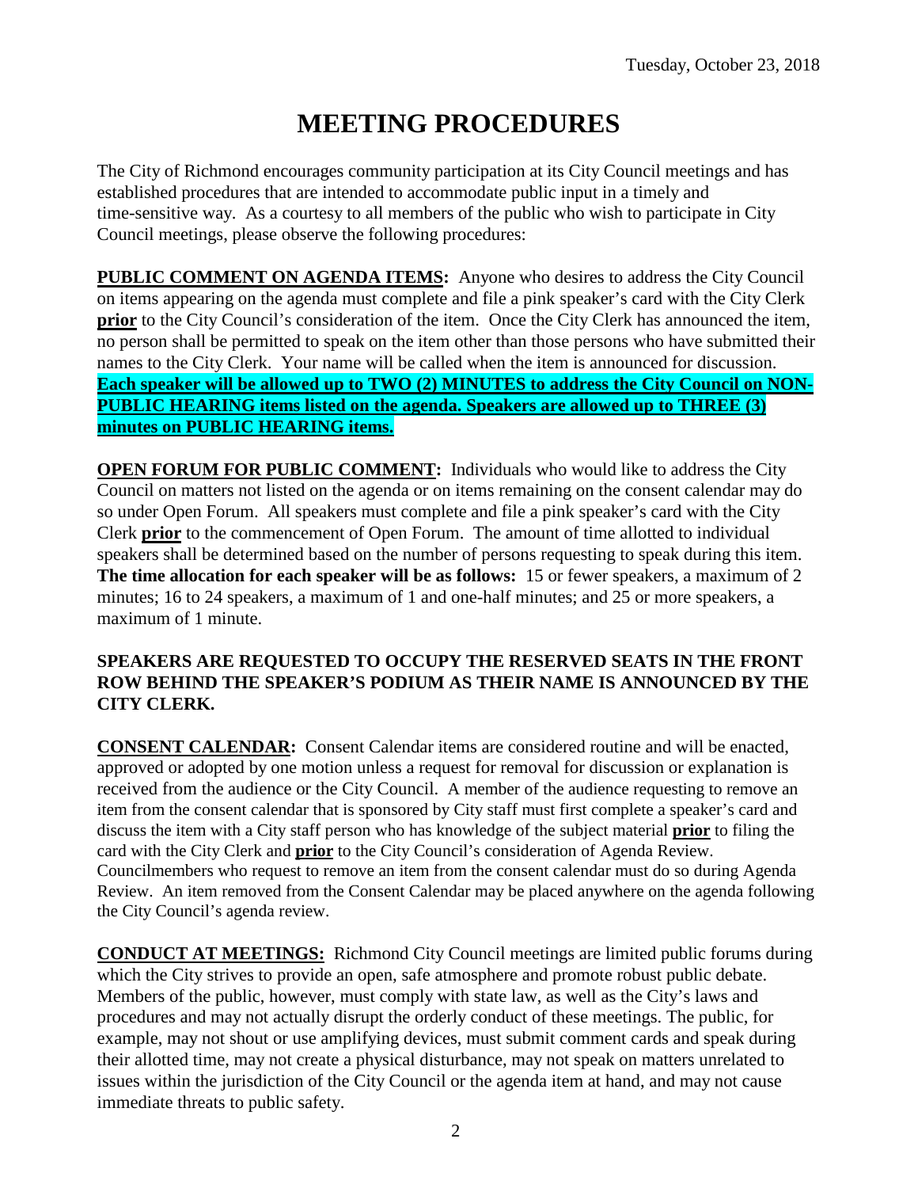Tuesday, October 23, 2018

# MEETING PROCEDURES

The City of Richmond encourages community participation at its City Council meetings and has established procedures that are intended to accommodate public input in a timely and time-sensitive way. As a courtesy to all members of the public who wish to participate in City Council meetings, please observe the following procedures:

**PUBLIC COMMENT ON AGENDA ITEMS:** Anyone who desires to address the City Council on items appearing on the agenda must complete and file a pink speaker's card with the City Clerk **prior** to the City Council's consideration of the item. Once the City Clerk has announced the item, no person shall be permitted to speak on the item other than those persons who have submitted their names to the City Clerk. Your name will be called when the item is announced for discussion. **Each speaker will be allowed up to TWO (2) MINUTES to address the City Council on NON-PUBLIC HEARING items listed on the agenda. Speakers are allowed up to THREE (3) minutes on PUBLIC HEARING items.**

**OPEN FORUM FOR PUBLIC COMMENT:** Individuals who would like to address the City Council on matters not listed on the agenda or on items remaining on the consent calendar may do so under Open Forum. All speakers must complete and file a pink speaker's card with the City Clerk **prior** to the commencement of Open Forum. The amount of time allotted to individual speakers shall be determined based on the number of persons requesting to speak during this item. **The time allocation for each speaker will be as follows:** 15 or fewer speakers, a maximum of 2 minutes; 16 to 24 speakers, a maximum of 1 and one-half minutes; and 25 or more speakers, a maximum of 1 minute.

**SPEAKERS ARE REQUESTED TO OCCUPY THE RESERVED SEATS IN THE FRONT ROW BEHIND THE SPEAKER'S PODIUM AS THEIR NAME IS ANNOUNCED BY THE CITY CLERK.**

**CONSENT CALENDAR:** Consent Calendar items are considered routine and will be enacted, approved or adopted by one motion unless a request for removal for discussion or explanation is received from the audience or the City Council. A member of the audience requesting to remove an item from the consent calendar that is sponsored by City staff must first complete a speaker's card and discuss the item with a City staff person who has knowledge of the subject material **prior** to filing the card with the City Clerk and **prior** to the City Council's consideration of Agenda Review. Councilmembers who request to remove an item from the consent calendar must do so during Agenda Review. An item removed from the Consent Calendar may be placed anywhere on the agenda following the City Council's agenda review.

**CONDUCT AT MEETINGS:** Richmond City Council meetings are limited public forums during which the City strives to provide an open, safe atmosphere and promote robust public debate. Members of the public, however, must comply with state law, as well as the City's laws and procedures and may not actually disrupt the orderly conduct of these meetings. The public, for example, may not shout or use amplifying devices, must submit comment cards and speak during their allotted time, may not create a physical disturbance, may not speak on matters unrelated to issues within the jurisdiction of the City Council or the agenda item at hand, and may not cause immediate threats to public safety.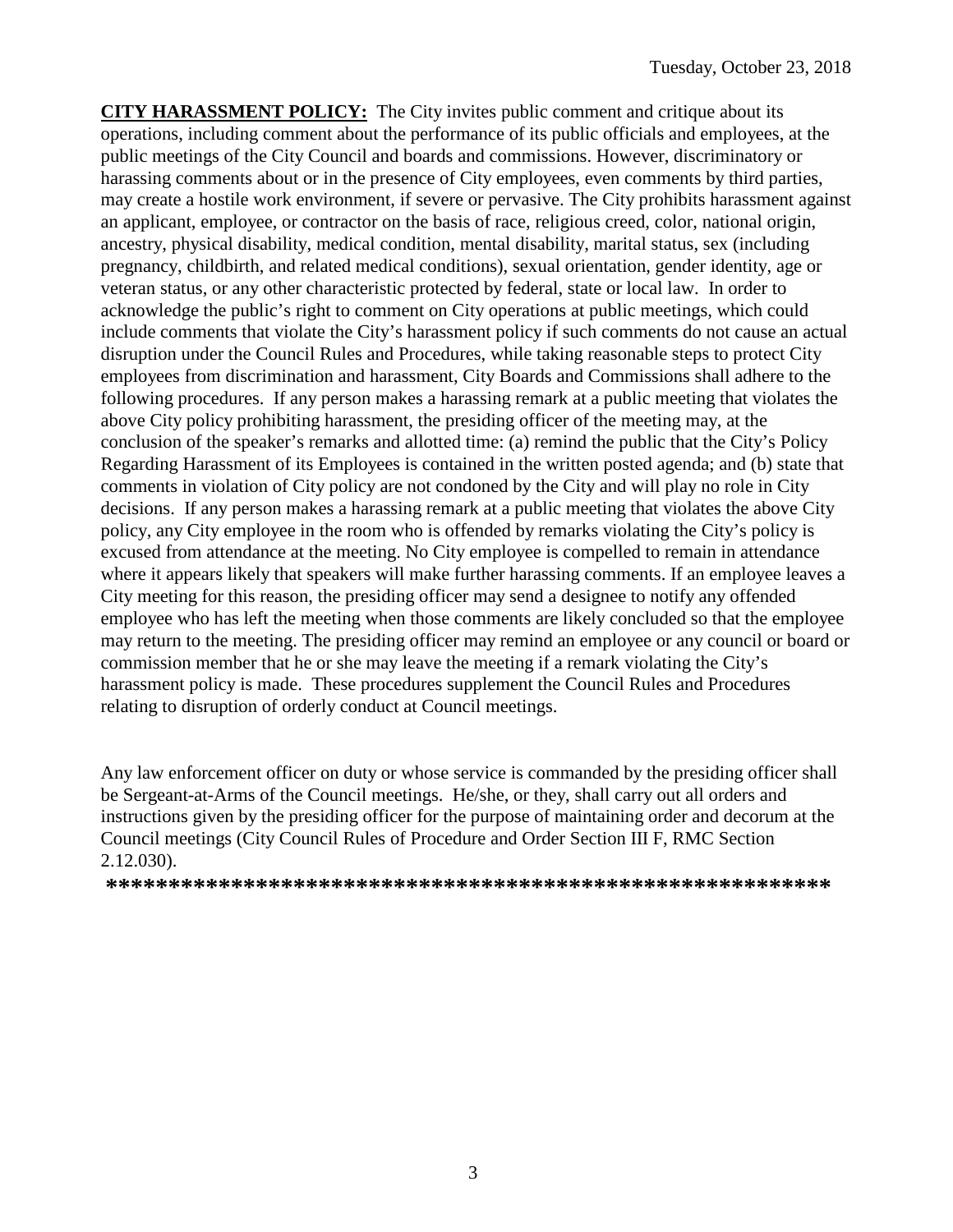Tuesday, October 23, 2018

**CITY HARASSMENT POLICY:** The City invites public comment and critique about its operations, including comment about the performance of its public officials and employees, at the public meetings of the City Council and boards and commissions. However, discriminatory or harassing comments about or in the presence of City employees, even comments by third parties, may create a hostile work environment, if severe or pervasive. The City prohibits harassment against an applicant, employee, or contractor on the basis of race, religious creed, color, national origin, ancestry, physical disability, medical condition, mental disability, marital status, sex (including pregnancy, childbirth, and related medical conditions), sexual orientation, gender identity, age or veteran status, or any other characteristic protected by federal, state or local law. In order to acknowledge the public's right to comment on City operations at public meetings, which could include comments that violate the City's harassment policy if such comments do not cause an actual disruption under the Council Rules and Procedures, while taking reasonable steps to protect City employees from discrimination and harassment, City Boards and Commissions shall adhere to the following procedures. If any person makes a harassing remark at a public meeting that violates the above City policy prohibiting harassment, the presiding officer of the meeting may, at the conclusion of the speaker's remarks and allotted time: (a) remind the public that the City's Policy Regarding Harassment of its Employees is contained in the written posted agenda; and (b) state that comments in violation of City policy are not condoned by the City and will play no role in City decisions. If any person makes a harassing remark at a public meeting that violates the above City policy, any City employee in the room who is offended by remarks violating the City's policy is excused from attendance at the meeting. No City employee is compelled to remain in attendance where it appears likely that speakers will make further harassing comments. If an employee leaves a City meeting for this reason, the presiding officer may send a designee to notify any offended employee who has left the meeting when those comments are likely concluded so that the employee may return to the meeting. The presiding officer may remind an employee or any council or board or commission member that he or she may leave the meeting if a remark violating the City's harassment policy is made. These procedures supplement the Council Rules and Procedures relating to disruption of orderly conduct at Council meetings.

Any law enforcement officer on duty or whose service is commanded by the presiding officer shall be Sergeant-at-Arms of the Council meetings. He/she, or they, shall carry out all orders and instructions given by the presiding officer for the purpose of maintaining order and decorum at the Council meetings (City Council Rules of Procedure and Order Section III F, RMC Section 2.12.030).

**********************************************************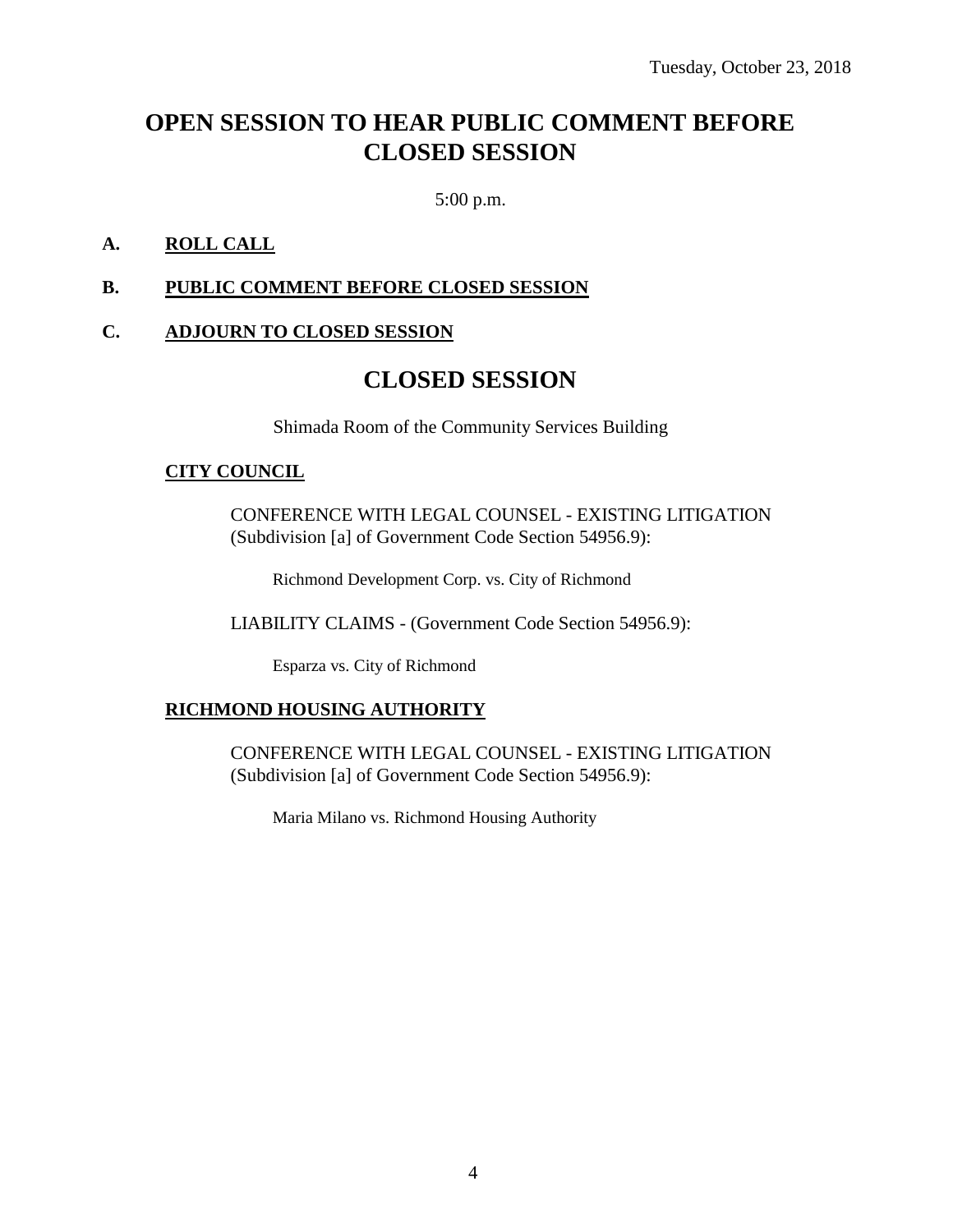Tuesday, October 23, 2018

# OPEN SESSION TO HEAR PUBLIC COMMENT BEFORE CLOSED SESSION

5:00 p.m.

**A. ROLL CALL**

**B. PUBLIC COMMENT BEFORE CLOSED SESSION**

**C. ADJOURN TO CLOSED SESSION**

# CLOSED SESSION

Shimada Room of the Community Services Building

**CITY COUNCIL**

CONFERENCE WITH LEGAL COUNSEL - EXISTING LITIGATION (Subdivision [a] of Government Code Section 54956.9):

Richmond Development Corp. vs. City of Richmond

LIABILITY CLAIMS - (Government Code Section 54956.9):

Esparza vs. City of Richmond

**RICHMOND HOUSING AUTHORITY**

CONFERENCE WITH LEGAL COUNSEL - EXISTING LITIGATION (Subdivision [a] of Government Code Section 54956.9):

Maria Milano vs. Richmond Housing Authority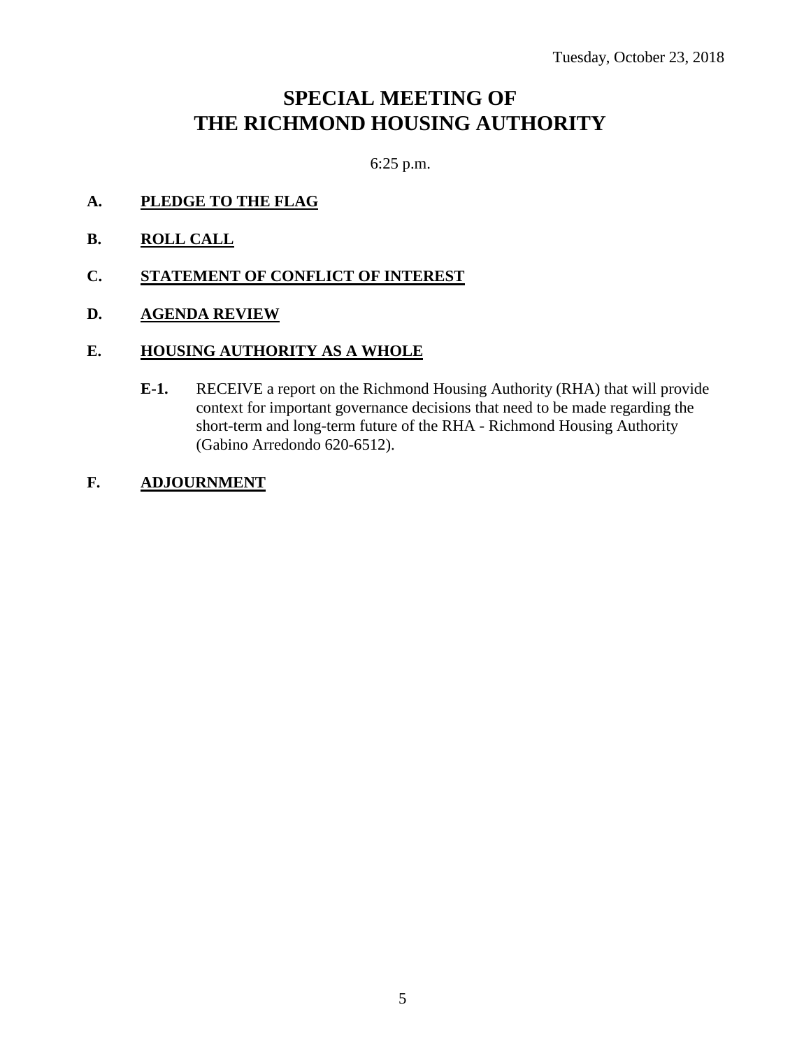Tuesday, October 23, 2018

# SPECIAL MEETING OF THE RICHMOND HOUSING AUTHORITY

6:25 p.m.

**A. PLEDGE TO THE FLAG**

**B. ROLL CALL**

**C. STATEMENT OF CONFLICT OF INTEREST**

**D. AGENDA REVIEW**

**E. HOUSING AUTHORITY AS A WHOLE**

**E-1.** RECEIVE a report on the Richmond Housing Authority (RHA) that will provide context for important governance decisions that need to be made regarding the short-term and long-term future of the RHA - Richmond Housing Authority (Gabino Arredondo 620-6512).

**F. ADJOURNMENT**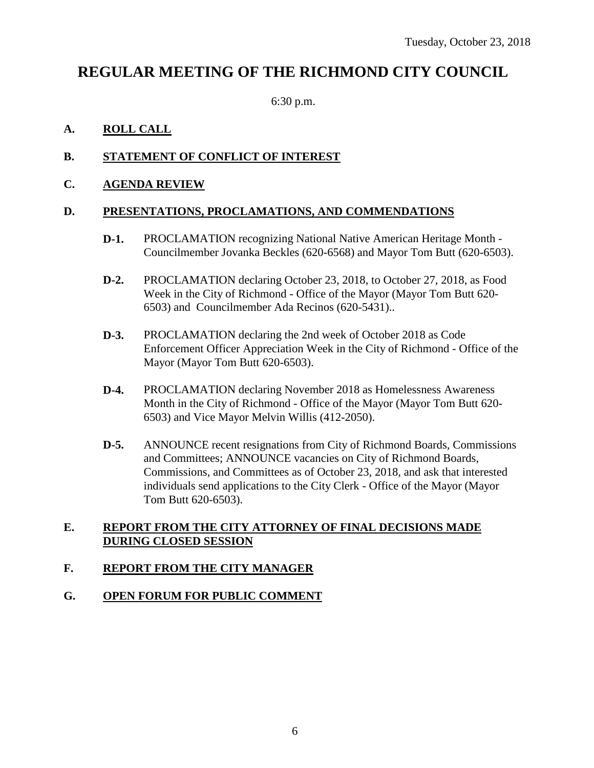Tuesday, October 23, 2018

# REGULAR MEETING OF THE RICHMOND CITY COUNCIL

6:30 p.m.

## A. ROLL CALL

## B. STATEMENT OF CONFLICT OF INTEREST

## C. AGENDA REVIEW

## D. PRESENTATIONS, PROCLAMATIONS, AND COMMENDATIONS

**D-1.** PROCLAMATION recognizing National Native American Heritage Month - Councilmember Jovanka Beckles (620-6568) and Mayor Tom Butt (620-6503).

**D-2.** PROCLAMATION declaring October 23, 2018, to October 27, 2018, as Food Week in the City of Richmond - Office of the Mayor (Mayor Tom Butt 620-6503) and Councilmember Ada Recinos (620-5431)..

**D-3.** PROCLAMATION declaring the 2nd week of October 2018 as Code Enforcement Officer Appreciation Week in the City of Richmond - Office of the Mayor (Mayor Tom Butt 620-6503).

**D-4.** PROCLAMATION declaring November 2018 as Homelessness Awareness Month in the City of Richmond - Office of the Mayor (Mayor Tom Butt 620-6503) and Vice Mayor Melvin Willis (412-2050).

**D-5.** ANNOUNCE recent resignations from City of Richmond Boards, Commissions and Committees; ANNOUNCE vacancies on City of Richmond Boards, Commissions, and Committees as of October 23, 2018, and ask that interested individuals send applications to the City Clerk - Office of the Mayor (Mayor Tom Butt 620-6503).

## E. REPORT FROM THE CITY ATTORNEY OF FINAL DECISIONS MADE DURING CLOSED SESSION

## F. REPORT FROM THE CITY MANAGER

## G. OPEN FORUM FOR PUBLIC COMMENT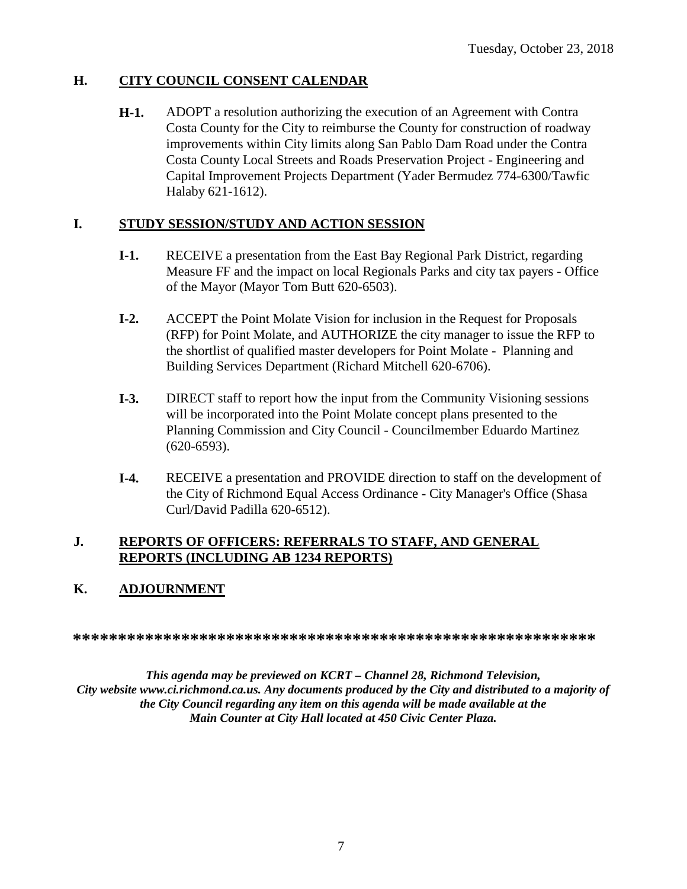## H. CITY COUNCIL CONSENT CALENDAR

**H-1.** ADOPT a resolution authorizing the execution of an Agreement with Contra Costa County for the City to reimburse the County for construction of roadway improvements within City limits along San Pablo Dam Road under the Contra Costa County Local Streets and Roads Preservation Project - Engineering and Capital Improvement Projects Department (Yader Bermudez 774-6300/Tawfic Halaby 621-1612).

## I. STUDY SESSION/STUDY AND ACTION SESSION

**I-1.** RECEIVE a presentation from the East Bay Regional Park District, regarding Measure FF and the impact on local Regionals Parks and city tax payers - Office of the Mayor (Mayor Tom Butt 620-6503).

**I-2.** ACCEPT the Point Molate Vision for inclusion in the Request for Proposals (RFP) for Point Molate, and AUTHORIZE the city manager to issue the RFP to the shortlist of qualified master developers for Point Molate - Planning and Building Services Department (Richard Mitchell 620-6706).

**I-3.** DIRECT staff to report how the input from the Community Visioning sessions will be incorporated into the Point Molate concept plans presented to the Planning Commission and City Council - Councilmember Eduardo Martinez (620-6593).

**I-4.** RECEIVE a presentation and PROVIDE direction to staff on the development of the City of Richmond Equal Access Ordinance - City Manager's Office (Shasa Curl/David Padilla 620-6512).

## J. REPORTS OF OFFICERS: REFERRALS TO STAFF, AND GENERAL REPORTS (INCLUDING AB 1234 REPORTS)

## K. ADJOURNMENT

**********************************************************

***This agenda may be previewed on KCRT – Channel 28, Richmond Television, City website www.ci.richmond.ca.us. Any documents produced by the City and distributed to a majority of the City Council regarding any item on this agenda will be made available at the Main Counter at City Hall located at 450 Civic Center Plaza.***